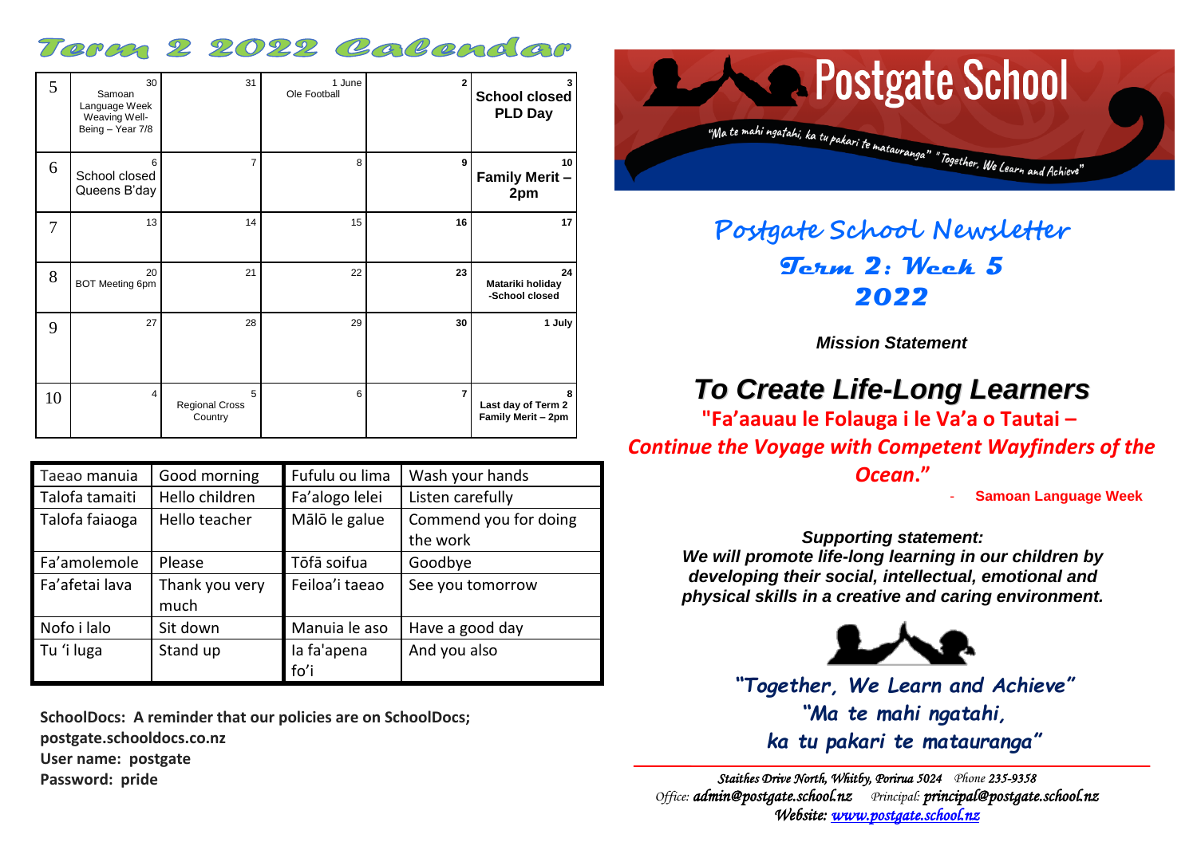# Term 2 2022 Calendar

| Week | Mon | Tue | Wed | Thu | Fri |
|---|---|---|---|---|---|
| 5 | 30 Samoan Language Week Weaving Well-Being – Year 7/8 | 31 | 1 June Ole Football | **2** | **3 School closed PLD Day** |
| 6 | 6 School closed Queens B'day | 7 | 8 | **9** | **10 Family Merit – 2pm** |
| 7 | 13 | 14 | 15 | **16** | **17** |
| 8 | 20 BOT Meeting 6pm | 21 | 22 | **23** | **24 Matariki holiday -School closed** |
| 9 | 27 | 28 | 29 | **30** | **1 July** |
| 10 | 4 | 5 Regional Cross Country | 6 | **7** | **8 Last day of Term 2 Family Merit – 2pm** |

| Taeao manuia | Good morning | Fufulu ou lima | Wash your hands |
|---|---|---|---|
| Talofa tamaiti | Hello children | Fa'alogo lelei | Listen carefully |
| Talofa faiaoga | Hello teacher | Mālō le galue | Commend you for doing the work |
| Fa'amolemole | Please | Tōfā soifua | Goodbye |
| Fa'afetai lava | Thank you very much | Feiloa'i taeao | See you tomorrow |
| Nofo i lalo | Sit down | Manuia le aso | Have a good day |
| Tu 'i luga | Stand up | Ia fa'apena fo'i | And you also |

**SchoolDocs: A reminder that our policies are on SchoolDocs;**
**postgate.schooldocs.co.nz**
**User name: postgate**
**Password: pride**

# Postgate School

"Ma te mahi ngatahi, ka tu pakari te matauranga" "Together, We Learn and Achieve"

## Postgate School Newsletter
## Term 2: Week 5
## 2022

***Mission Statement***

## *To Create Life-Long Learners*

**"Fa'aauau le Folauga i le Va'a o Tautai –**
***Continue the Voyage with Competent Wayfinders of the Ocean."***

- **Samoan Language Week**

***Supporting statement:***
***We will promote life-long learning in our children by developing their social, intellectual, emotional and physical skills in a creative and caring environment.***

***"Together, We Learn and Achieve"***
***"Ma te mahi ngatahi,***
***ka tu pakari te matauranga"***

*Staithes Drive North, Whitby, Porirua 5024 Phone 235-9358*
*Office: admin@postgate.school.nz Principal: principal@postgate.school.nz*
*Website: www.postgate.school.nz*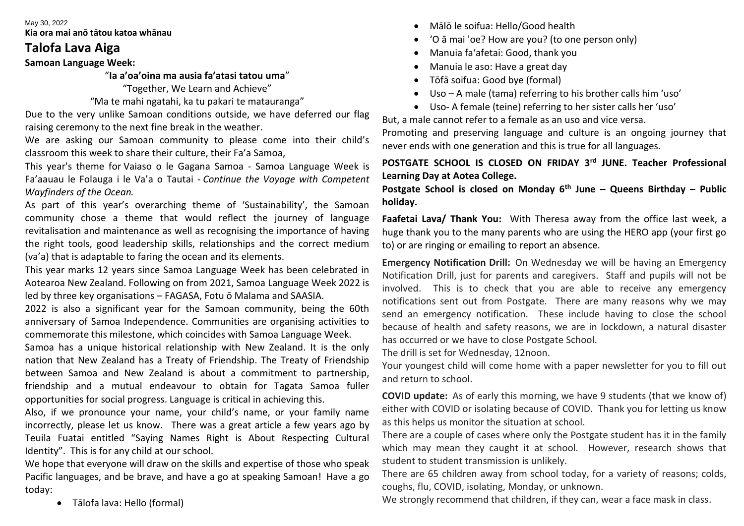May 30, 2022

**Kia ora mai anō tātou katoa whānau**

## Talofa Lava Aiga

**Samoan Language Week:**

"**Ia a'oa'oina ma ausia fa'atasi tatou uma**"

"Together, We Learn and Achieve"

"Ma te mahi ngatahi, ka tu pakari te matauranga"

Due to the very unlike Samoan conditions outside, we have deferred our flag raising ceremony to the next fine break in the weather.

We are asking our Samoan community to please come into their child's classroom this week to share their culture, their Fa'a Samoa,

This year's theme for Vaiaso o le Gagana Samoa - Samoa Language Week is Fa'aauau le Folauga i le Va'a o Tautai - *Continue the Voyage with Competent Wayfinders of the Ocean.*

As part of this year's overarching theme of 'Sustainability', the Samoan community chose a theme that would reflect the journey of language revitalisation and maintenance as well as recognising the importance of having the right tools, good leadership skills, relationships and the correct medium (va'a) that is adaptable to faring the ocean and its elements.

This year marks 12 years since Samoa Language Week has been celebrated in Aotearoa New Zealand. Following on from 2021, Samoa Language Week 2022 is led by three key organisations – FAGASA, Fotu ō Malama and SAASIA.

2022 is also a significant year for the Samoan community, being the 60th anniversary of Samoa Independence. Communities are organising activities to commemorate this milestone, which coincides with Samoa Language Week.

Samoa has a unique historical relationship with New Zealand. It is the only nation that New Zealand has a Treaty of Friendship. The Treaty of Friendship between Samoa and New Zealand is about a commitment to partnership, friendship and a mutual endeavour to obtain for Tagata Samoa fuller opportunities for social progress. Language is critical in achieving this.

Also, if we pronounce your name, your child's name, or your family name incorrectly, please let us know. There was a great article a few years ago by Teuila Fuatai entitled "Saying Names Right is About Respecting Cultural Identity". This is for any child at our school.

We hope that everyone will draw on the skills and expertise of those who speak Pacific languages, and be brave, and have a go at speaking Samoan! Have a go today:

- Tālofa lava: Hello (formal)
- Mālō le soifua: Hello/Good health
- 'O ā mai 'oe? How are you? (to one person only)
- Manuia fa'afetai: Good, thank you
- Manuia le aso: Have a great day
- Tōfā soifua: Good bye (formal)
- Uso – A male (tama) referring to his brother calls him 'uso'
- Uso- A female (teine) referring to her sister calls her 'uso'

But, a male cannot refer to a female as an uso and vice versa.

Promoting and preserving language and culture is an ongoing journey that never ends with one generation and this is true for all languages.

**POSTGATE SCHOOL IS CLOSED ON FRIDAY 3rd JUNE. Teacher Professional Learning Day at Aotea College.**

**Postgate School is closed on Monday 6th June – Queens Birthday – Public holiday.**

**Faafetai Lava/ Thank You:** With Theresa away from the office last week, a huge thank you to the many parents who are using the HERO app (your first go to) or are ringing or emailing to report an absence.

**Emergency Notification Drill:** On Wednesday we will be having an Emergency Notification Drill, just for parents and caregivers. Staff and pupils will not be involved. This is to check that you are able to receive any emergency notifications sent out from Postgate. There are many reasons why we may send an emergency notification. These include having to close the school because of health and safety reasons, we are in lockdown, a natural disaster has occurred or we have to close Postgate School.

The drill is set for Wednesday, 12noon.

Your youngest child will come home with a paper newsletter for you to fill out and return to school.

**COVID update:** As of early this morning, we have 9 students (that we know of) either with COVID or isolating because of COVID. Thank you for letting us know as this helps us monitor the situation at school.

There are a couple of cases where only the Postgate student has it in the family which may mean they caught it at school. However, research shows that student to student transmission is unlikely.

There are 65 children away from school today, for a variety of reasons; colds, coughs, flu, COVID, isolating, Monday, or unknown.

We strongly recommend that children, if they can, wear a face mask in class.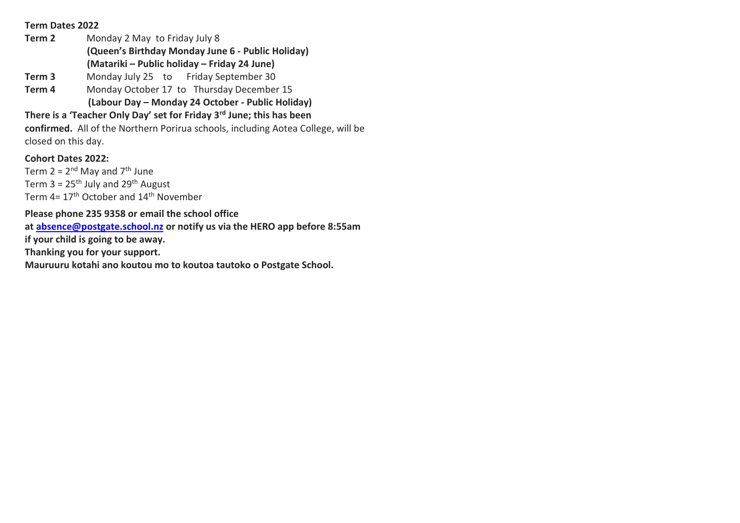**Term Dates 2022**

| | |
|---|---|
| **Term 2** | Monday 2 May to Friday July 8 |
| | **(Queen's Birthday Monday June 6 - Public Holiday)** |
| | **(Matariki – Public holiday – Friday 24 June)** |
| **Term 3** | Monday July 25 to Friday September 30 |
| **Term 4** | Monday October 17 to Thursday December 15 |
| | **(Labour Day – Monday 24 October - Public Holiday)** |

**There is a 'Teacher Only Day' set for Friday 3rd June; this has been confirmed.** All of the Northern Porirua schools, including Aotea College, will be closed on this day.

**Cohort Dates 2022:**

Term 2 = 2nd May and 7th June
Term 3 = 25th July and 29th August
Term 4= 17th October and 14th November

**Please phone 235 9358 or email the school office at [absence@postgate.school.nz](mailto:absence@postgate.school.nz) or notify us via the HERO app before 8:55am if your child is going to be away.**
**Thanking you for your support.**
**Mauruuru kotahi ano koutou mo to koutoa tautoko o Postgate School.**